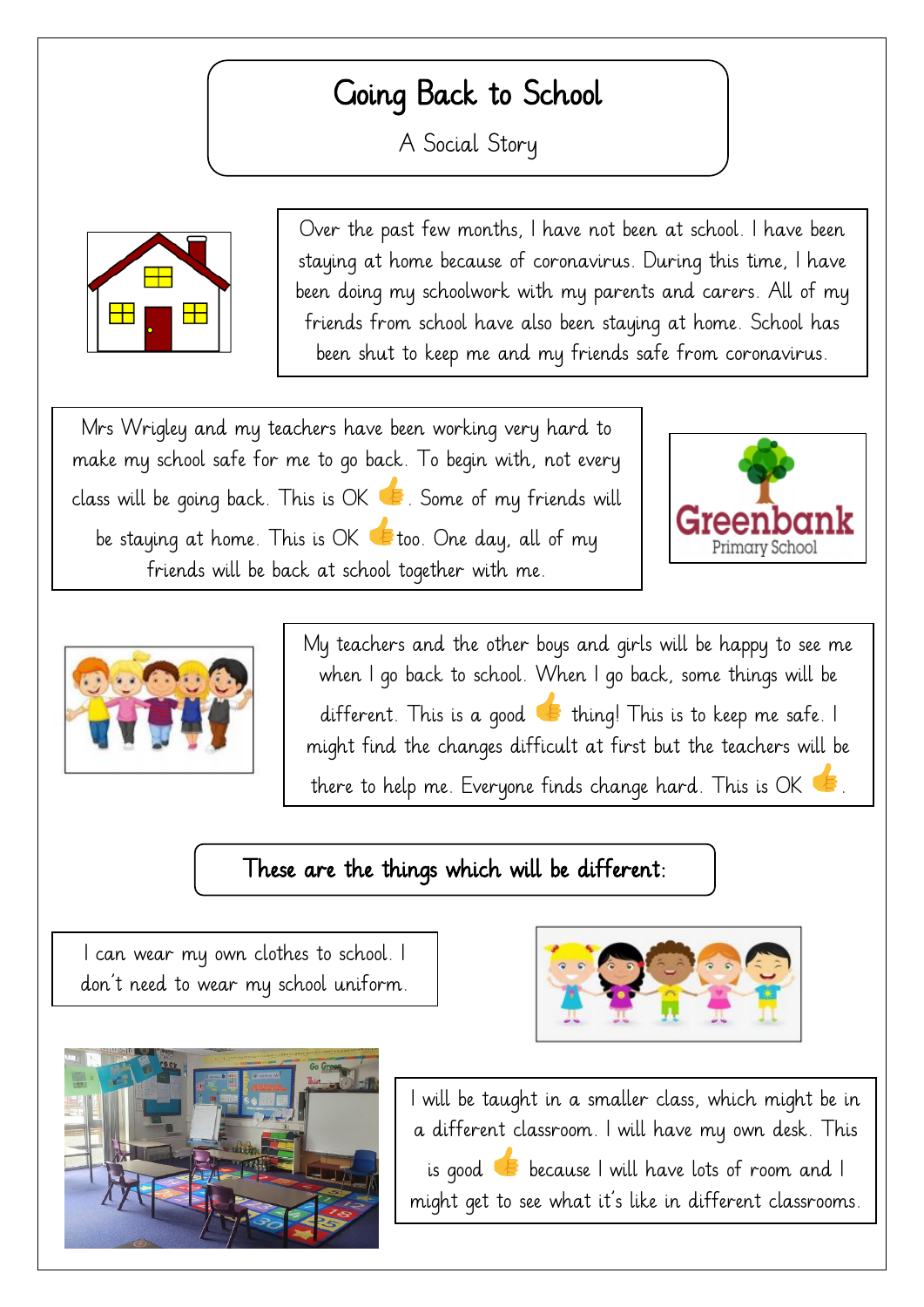# Going Back to School

A Social Story

Over the past few months, I have not been at school. I have been staying at home because of coronavirus. During this time, I have been doing my schoolwork with my parents and carers. All of my friends from school have also been staying at home. School has been shut to keep me and my friends safe from coronavirus.

Mrs Wrigley and my teachers have been working very hard to make my school safe for me to go back. To begin with, not every class will be going back. This is OK 👍. Some of my friends will be staying at home. This is OK 👍 too. One day, all of my friends will be back at school together with me.

Greenbank Primary School

My teachers and the other boys and girls will be happy to see me when I go back to school. When I go back, some things will be different. This is a good 👍 thing! This is to keep me safe. I might find the changes difficult at first but the teachers will be there to help me. Everyone finds change hard. This is OK 👍.

## These are the things which will be different:

I can wear my own clothes to school. I don't need to wear my school uniform.

I will be taught in a smaller class, which might be in a different classroom. I will have my own desk. This is good 👍 because I will have lots of room and I might get to see what it's like in different classrooms.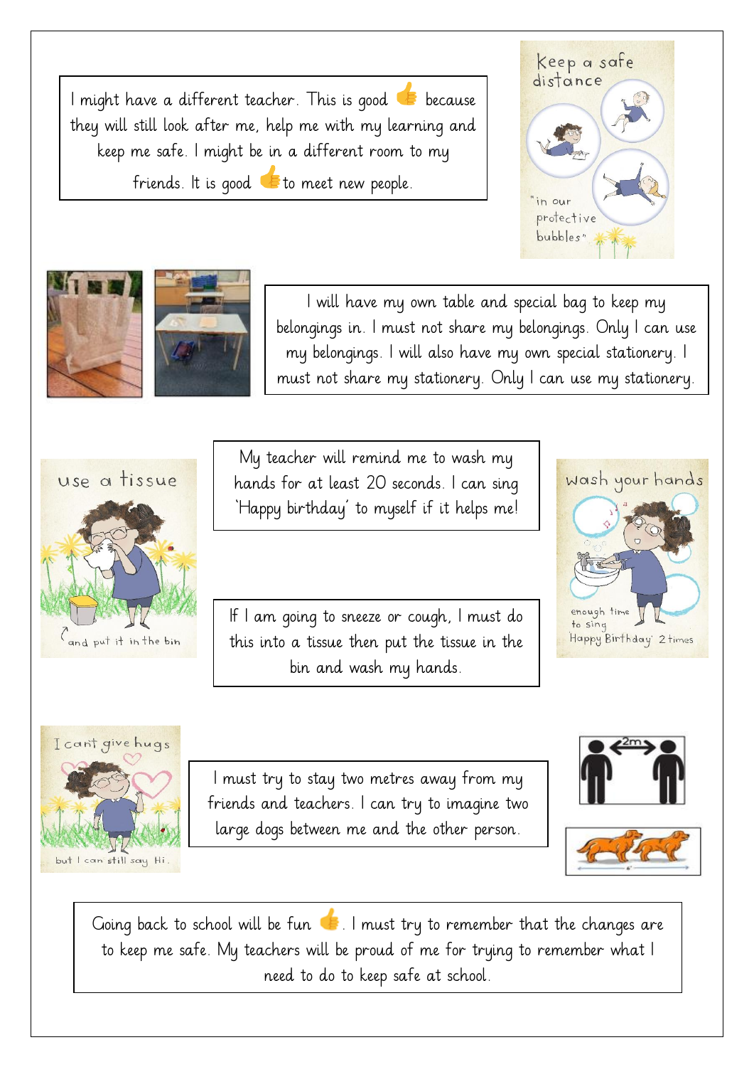I might have a different teacher. This is good 👍 because they will still look after me, help me with my learning and keep me safe. I might be in a different room to my friends. It is good 👍 to meet new people.

Keep a safe distance

"in our protective bubbles"

I will have my own table and special bag to keep my belongings in. I must not share my belongings. Only I can use my belongings. I will also have my own special stationery. I must not share my stationery. Only I can use my stationery.

use a tissue

and put it in the bin

My teacher will remind me to wash my hands for at least 20 seconds. I can sing 'Happy birthday' to myself if it helps me!

wash your hands

enough time to sing 'Happy Birthday' 2 times

If I am going to sneeze or cough, I must do this into a tissue then put the tissue in the bin and wash my hands.

I can't give hugs

but I can still say Hi.

I must try to stay two metres away from my friends and teachers. I can try to imagine two large dogs between me and the other person.

2m

Going back to school will be fun 👍. I must try to remember that the changes are to keep me safe. My teachers will be proud of me for trying to remember what I need to do to keep safe at school.